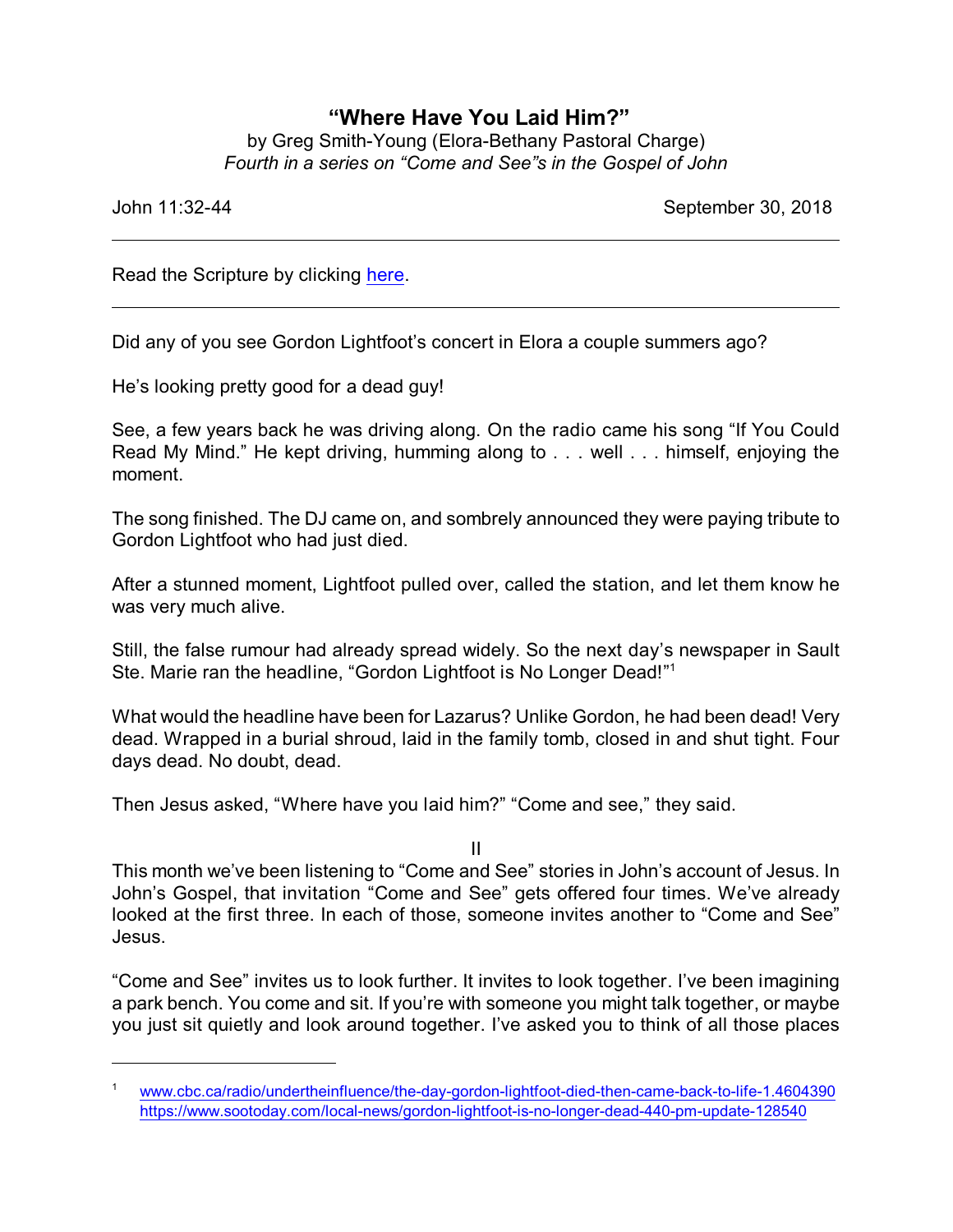# "Where Have You Laid Him?"

by Greg Smith-Young (Elora-Bethany Pastoral Charge)
*Fourth in a series on "Come and See"s in the Gospel of John*

John 11:32-44 September 30, 2018

---

Read the Scripture by clicking [here](#).

---

Did any of you see Gordon Lightfoot's concert in Elora a couple summers ago?

He's looking pretty good for a dead guy!

See, a few years back he was driving along. On the radio came his song "If You Could Read My Mind." He kept driving, humming along to . . . well . . . himself, enjoying the moment.

The song finished. The DJ came on, and sombrely announced they were paying tribute to Gordon Lightfoot who had just died.

After a stunned moment, Lightfoot pulled over, called the station, and let them know he was very much alive.

Still, the false rumour had already spread widely. So the next day's newspaper in Sault Ste. Marie ran the headline, "Gordon Lightfoot is No Longer Dead!"[1]

What would the headline have been for Lazarus? Unlike Gordon, he had been dead! Very dead. Wrapped in a burial shroud, laid in the family tomb, closed in and shut tight. Four days dead. No doubt, dead.

Then Jesus asked, "Where have you laid him?" "Come and see," they said.

II

This month we've been listening to "Come and See" stories in John's account of Jesus. In John's Gospel, that invitation "Come and See" gets offered four times. We've already looked at the first three. In each of those, someone invites another to "Come and See" Jesus.

"Come and See" invites us to look further. It invites to look together. I've been imagining a park bench. You come and sit. If you're with someone you might talk together, or maybe you just sit quietly and look around together. I've asked you to think of all those places

---

[1] www.cbc.ca/radio/undertheinfluence/the-day-gordon-lightfoot-died-then-came-back-to-life-1.4604390 https://www.sootoday.com/local-news/gordon-lightfoot-is-no-longer-dead-440-pm-update-128540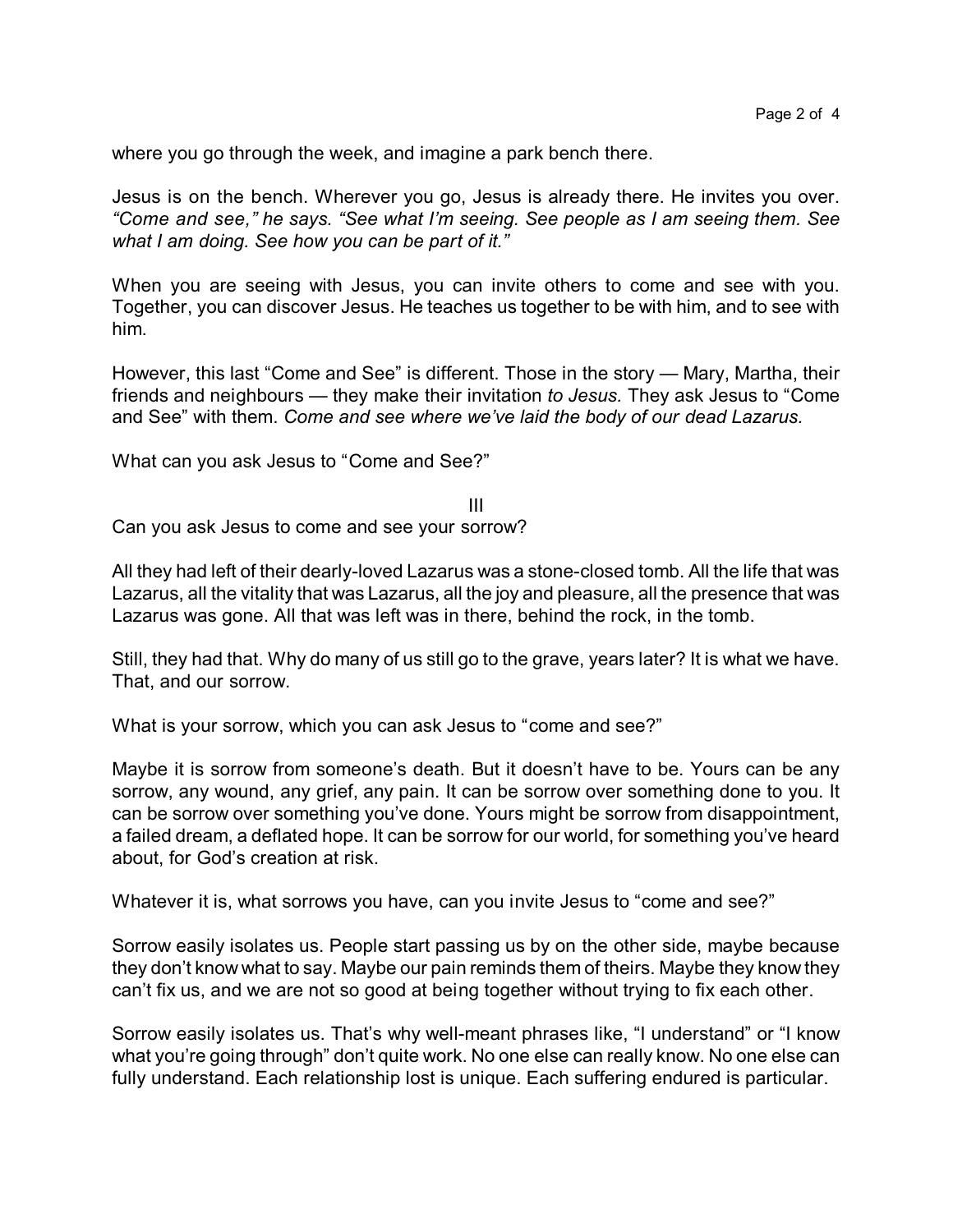where you go through the week, and imagine a park bench there.

Jesus is on the bench. Wherever you go, Jesus is already there. He invites you over. *"Come and see," he says. "See what I'm seeing. See people as I am seeing them. See what I am doing. See how you can be part of it."*

When you are seeing with Jesus, you can invite others to come and see with you. Together, you can discover Jesus. He teaches us together to be with him, and to see with him.

However, this last "Come and See" is different. Those in the story — Mary, Martha, their friends and neighbours — they make their invitation *to Jesus.* They ask Jesus to "Come and See" with them. *Come and see where we've laid the body of our dead Lazarus.*

What can you ask Jesus to "Come and See?"

## III

Can you ask Jesus to come and see your sorrow?

All they had left of their dearly-loved Lazarus was a stone-closed tomb. All the life that was Lazarus, all the vitality that was Lazarus, all the joy and pleasure, all the presence that was Lazarus was gone. All that was left was in there, behind the rock, in the tomb.

Still, they had that. Why do many of us still go to the grave, years later? It is what we have. That, and our sorrow.

What is your sorrow, which you can ask Jesus to "come and see?"

Maybe it is sorrow from someone's death. But it doesn't have to be. Yours can be any sorrow, any wound, any grief, any pain. It can be sorrow over something done to you. It can be sorrow over something you've done. Yours might be sorrow from disappointment, a failed dream, a deflated hope. It can be sorrow for our world, for something you've heard about, for God's creation at risk.

Whatever it is, what sorrows you have, can you invite Jesus to "come and see?"

Sorrow easily isolates us. People start passing us by on the other side, maybe because they don't know what to say. Maybe our pain reminds them of theirs. Maybe they know they can't fix us, and we are not so good at being together without trying to fix each other.

Sorrow easily isolates us. That's why well-meant phrases like, "I understand" or "I know what you're going through" don't quite work. No one else can really know. No one else can fully understand. Each relationship lost is unique. Each suffering endured is particular.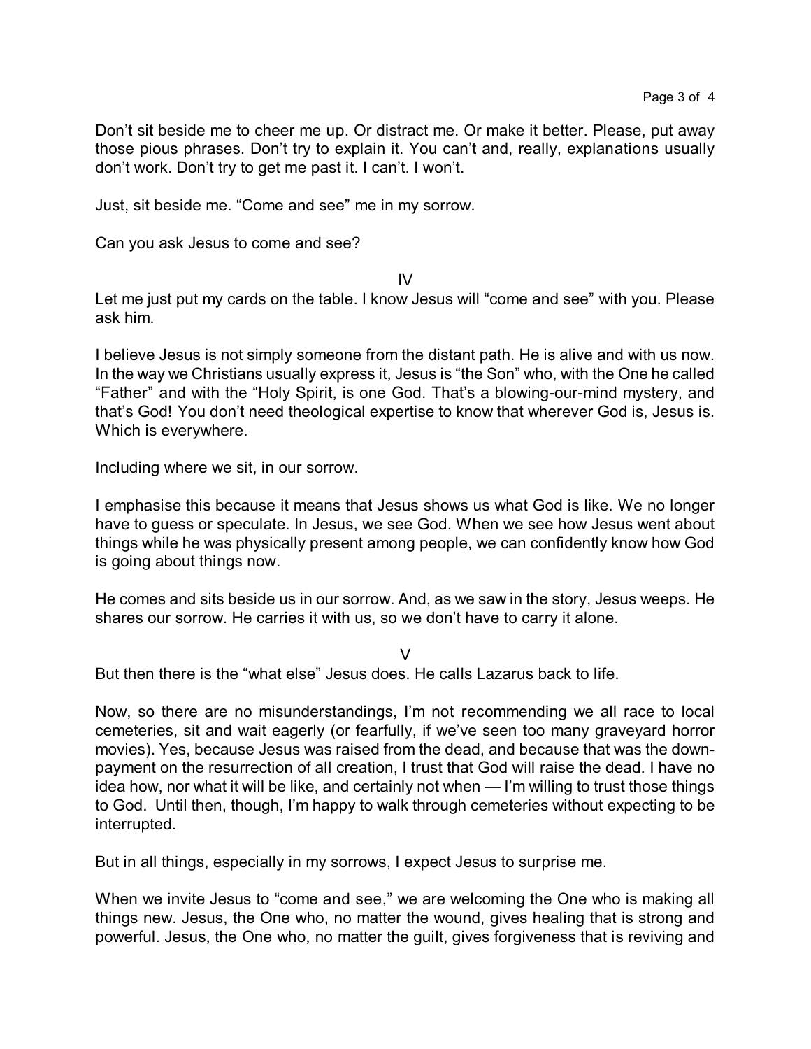Don't sit beside me to cheer me up. Or distract me. Or make it better. Please, put away those pious phrases. Don't try to explain it. You can't and, really, explanations usually don't work. Don't try to get me past it. I can't. I won't.

Just, sit beside me. "Come and see" me in my sorrow.

Can you ask Jesus to come and see?

IV

Let me just put my cards on the table. I know Jesus will "come and see" with you. Please ask him.

I believe Jesus is not simply someone from the distant path. He is alive and with us now. In the way we Christians usually express it, Jesus is "the Son" who, with the One he called "Father" and with the "Holy Spirit, is one God. That's a blowing-our-mind mystery, and that's God! You don't need theological expertise to know that wherever God is, Jesus is. Which is everywhere.

Including where we sit, in our sorrow.

I emphasise this because it means that Jesus shows us what God is like. We no longer have to guess or speculate. In Jesus, we see God. When we see how Jesus went about things while he was physically present among people, we can confidently know how God is going about things now.

He comes and sits beside us in our sorrow. And, as we saw in the story, Jesus weeps. He shares our sorrow. He carries it with us, so we don't have to carry it alone.

V

But then there is the "what else" Jesus does. He calls Lazarus back to life.

Now, so there are no misunderstandings, I'm not recommending we all race to local cemeteries, sit and wait eagerly (or fearfully, if we've seen too many graveyard horror movies). Yes, because Jesus was raised from the dead, and because that was the down-payment on the resurrection of all creation, I trust that God will raise the dead. I have no idea how, nor what it will be like, and certainly not when — I'm willing to trust those things to God. Until then, though, I'm happy to walk through cemeteries without expecting to be interrupted.

But in all things, especially in my sorrows, I expect Jesus to surprise me.

When we invite Jesus to "come and see," we are welcoming the One who is making all things new. Jesus, the One who, no matter the wound, gives healing that is strong and powerful. Jesus, the One who, no matter the guilt, gives forgiveness that is reviving and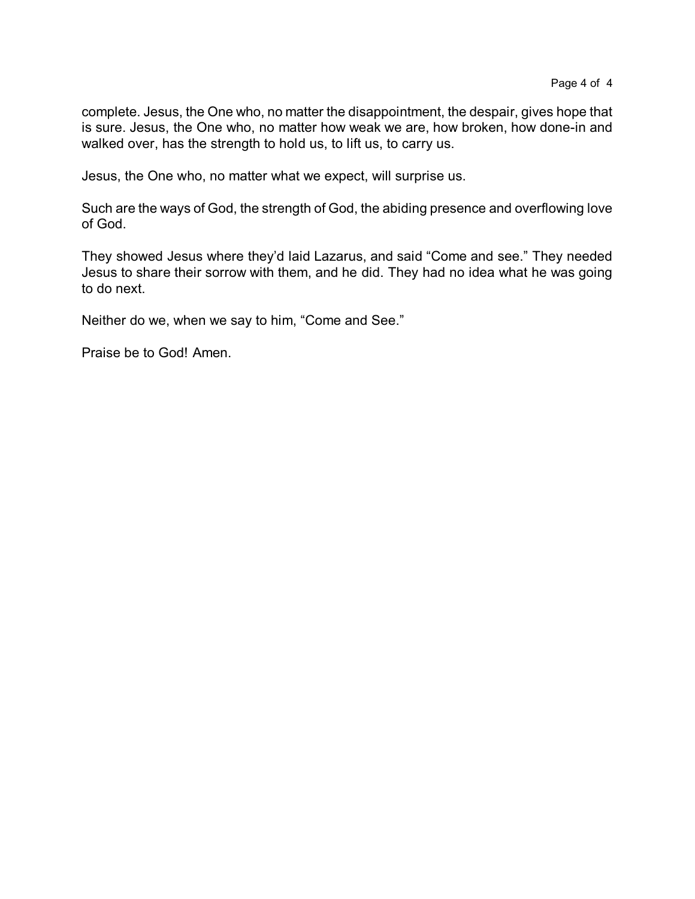complete. Jesus, the One who, no matter the disappointment, the despair, gives hope that is sure. Jesus, the One who, no matter how weak we are, how broken, how done-in and walked over, has the strength to hold us, to lift us, to carry us.

Jesus, the One who, no matter what we expect, will surprise us.

Such are the ways of God, the strength of God, the abiding presence and overflowing love of God.

They showed Jesus where they'd laid Lazarus, and said "Come and see." They needed Jesus to share their sorrow with them, and he did. They had no idea what he was going to do next.

Neither do we, when we say to him, "Come and See."

Praise be to God! Amen.